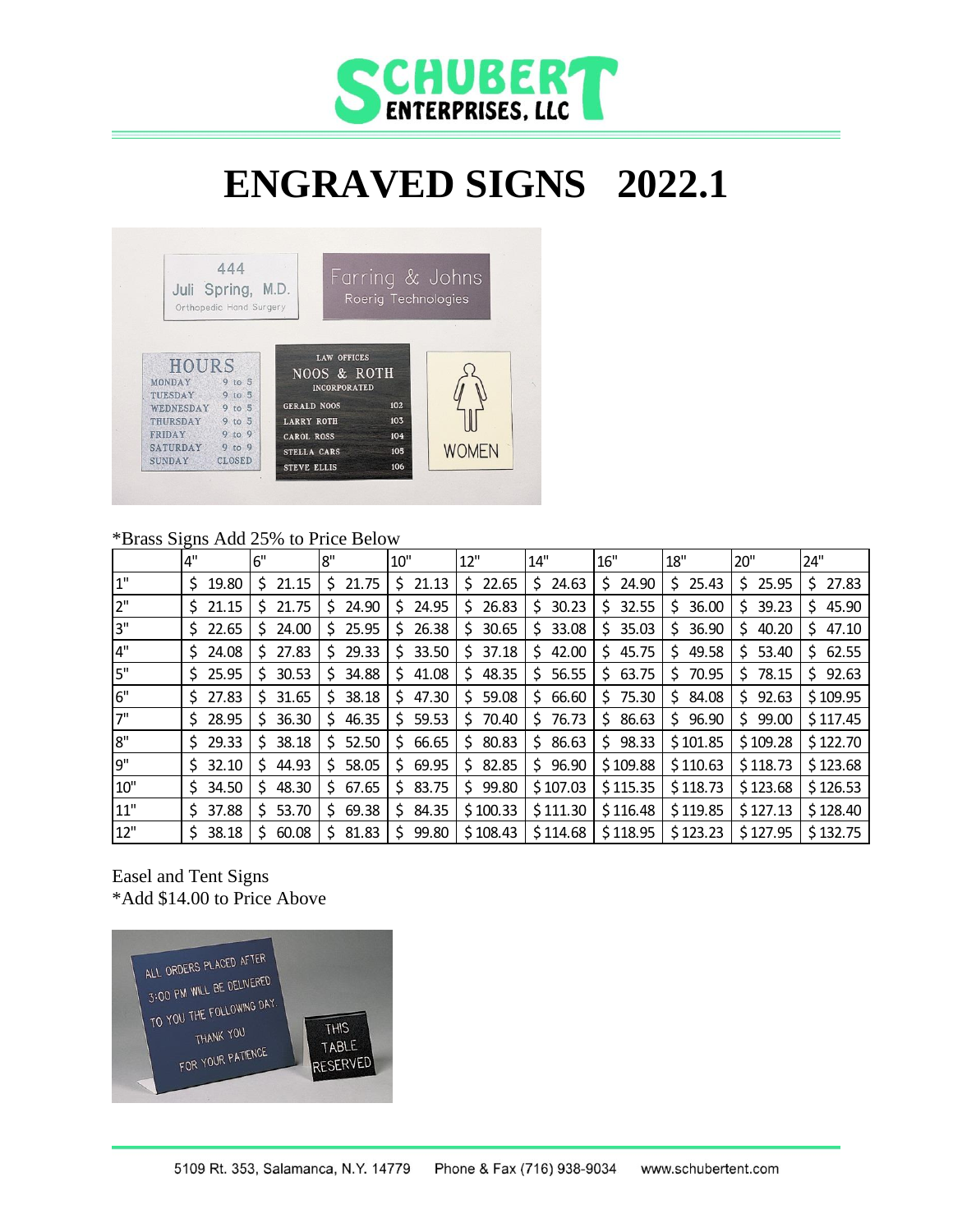# ENGRAVED SIGNS 2022.1

*Brass Signs Add 25% to Price Below

| | 4" | 6" | 8" | 10" | 12" | 14" | 16" | 18" | 20" | 24" |
|---|---|---|---|---|---|---|---|---|---|---|
| 1" | $ 19.80 | $ 21.15 | $ 21.75 | $ 21.13 | $ 22.65 | $ 24.63 | $ 24.90 | $ 25.43 | $ 25.95 | $ 27.83 |
| 2" | $ 21.15 | $ 21.75 | $ 24.90 | $ 24.95 | $ 26.83 | $ 30.23 | $ 32.55 | $ 36.00 | $ 39.23 | $ 45.90 |
| 3" | $ 22.65 | $ 24.00 | $ 25.95 | $ 26.38 | $ 30.65 | $ 33.08 | $ 35.03 | $ 36.90 | $ 40.20 | $ 47.10 |
| 4" | $ 24.08 | $ 27.83 | $ 29.33 | $ 33.50 | $ 37.18 | $ 42.00 | $ 45.75 | $ 49.58 | $ 53.40 | $ 62.55 |
| 5" | $ 25.95 | $ 30.53 | $ 34.88 | $ 41.08 | $ 48.35 | $ 56.55 | $ 63.75 | $ 70.95 | $ 78.15 | $ 92.63 |
| 6" | $ 27.83 | $ 31.65 | $ 38.18 | $ 47.30 | $ 59.08 | $ 66.60 | $ 75.30 | $ 84.08 | $ 92.63 | $ 109.95 |
| 7" | $ 28.95 | $ 36.30 | $ 46.35 | $ 59.53 | $ 70.40 | $ 76.73 | $ 86.63 | $ 96.90 | $ 99.00 | $ 117.45 |
| 8" | $ 29.33 | $ 38.18 | $ 52.50 | $ 66.65 | $ 80.83 | $ 86.63 | $ 98.33 | $ 101.85 | $ 109.28 | $ 122.70 |
| 9" | $ 32.10 | $ 44.93 | $ 58.05 | $ 69.95 | $ 82.85 | $ 96.90 | $ 109.88 | $ 110.63 | $ 118.73 | $ 123.68 |
| 10" | $ 34.50 | $ 48.30 | $ 67.65 | $ 83.75 | $ 99.80 | $ 107.03 | $ 115.35 | $ 118.73 | $ 123.68 | $ 126.53 |
| 11" | $ 37.88 | $ 53.70 | $ 69.38 | $ 84.35 | $ 100.33 | $ 111.30 | $ 116.48 | $ 119.85 | $ 127.13 | $ 128.40 |
| 12" | $ 38.18 | $ 60.08 | $ 81.83 | $ 99.80 | $ 108.43 | $ 114.68 | $ 118.95 | $ 123.23 | $ 127.95 | $ 132.75 |

Easel and Tent Signs
*Add $14.00 to Price Above

5109 Rt. 353, Salamanca, N.Y. 14779 Phone & Fax (716) 938-9034 www.schubertent.com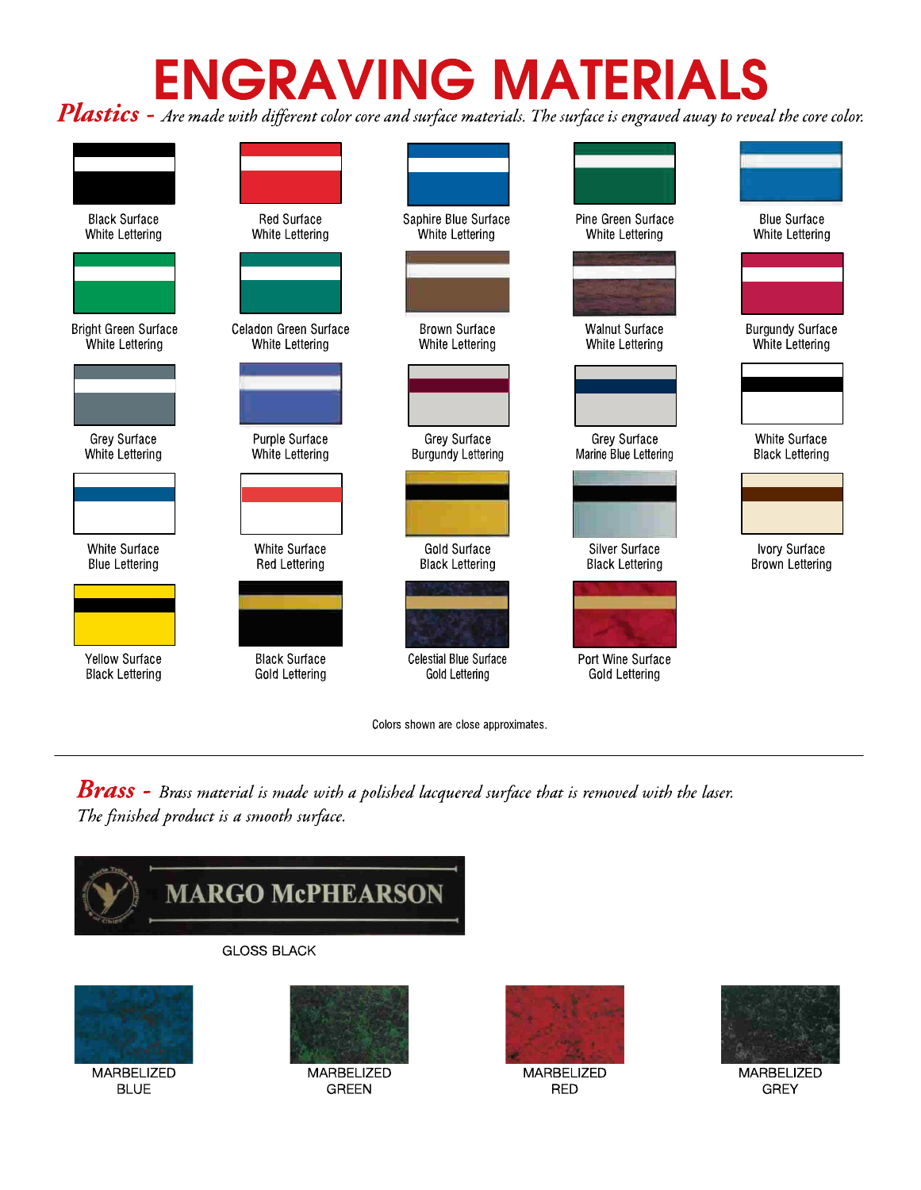# ENGRAVING MATERIALS

***Plastics*** - *Are made with different color core and surface materials. The surface is engraved away to reveal the core color.*

Black Surface
White Lettering

Red Surface
White Lettering

Saphire Blue Surface
White Lettering

Pine Green Surface
White Lettering

Blue Surface
White Lettering

Bright Green Surface
White Lettering

Celadon Green Surface
White Lettering

Brown Surface
White Lettering

Walnut Surface
White Lettering

Burgundy Surface
White Lettering

Grey Surface
White Lettering

Purple Surface
White Lettering

Grey Surface
Burgundy Lettering

Grey Surface
Marine Blue Lettering

White Surface
Black Lettering

White Surface
Blue Lettering

White Surface
Red Lettering

Gold Surface
Black Lettering

Silver Surface
Black Lettering

Ivory Surface
Brown Lettering

Yellow Surface
Black Lettering

Black Surface
Gold Lettering

Celestial Blue Surface
Gold Lettering

Port Wine Surface
Gold Lettering

Colors shown are close approximates.

---

***Brass*** - *Brass material is made with a polished lacquered surface that is removed with the laser. The finished product is a smooth surface.*

MARGO McPHEARSON

GLOSS BLACK

MARBELIZED
BLUE

MARBELIZED
GREEN

MARBELIZED
RED

MARBELIZED
GREY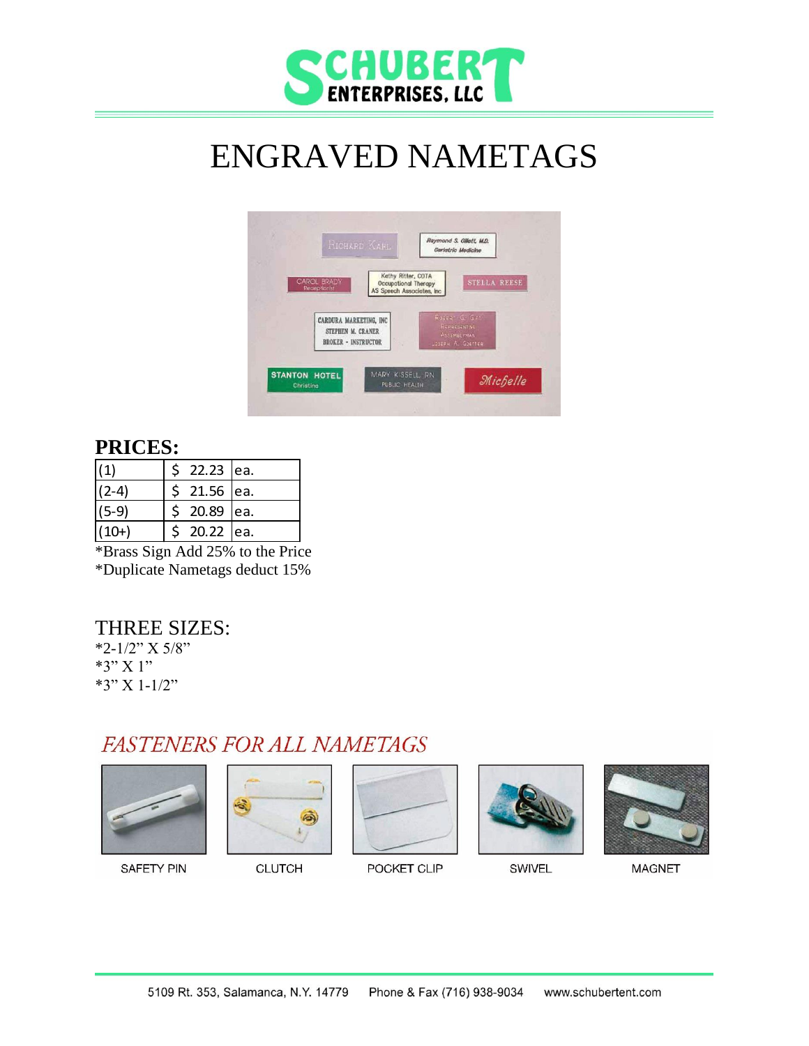# ENGRAVED NAMETAGS

## PRICES:

| (1) | $ 22.23 | ea. |
|---|---|---|
| (2-4) | $ 21.56 | ea. |
| (5-9) | $ 20.89 | ea. |
| (10+) | $ 20.22 | ea. |

*Brass Sign Add 25% to the Price
*Duplicate Nametags deduct 15%

## THREE SIZES:

*2-1/2" X 5/8"
*3" X 1"
*3" X 1-1/2"

## *FASTENERS FOR ALL NAMETAGS*

SAFETY PIN

CLUTCH

POCKET CLIP

SWIVEL

MAGNET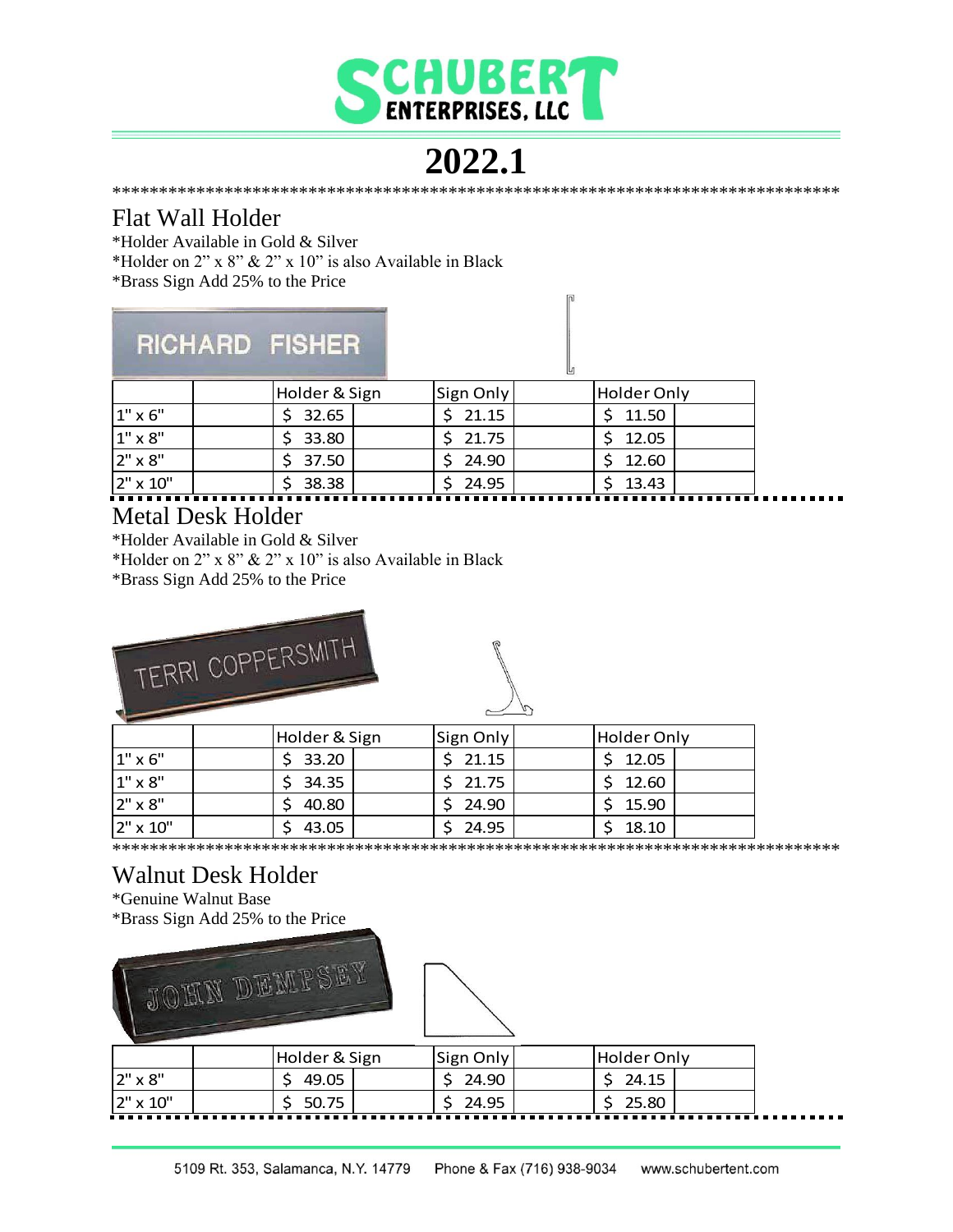# SCHUBERT ENTERPRISES, LLC

# 2022.1

## Flat Wall Holder

*Holder Available in Gold & Silver
*Holder on 2” x 8” & 2” x 10” is also Available in Black
*Brass Sign Add 25% to the Price

| | Holder & Sign | Sign Only | Holder Only |
|---|---|---|---|
| 1" x 6" | $ 32.65 | $ 21.15 | $ 11.50 |
| 1" x 8" | $ 33.80 | $ 21.75 | $ 12.05 |
| 2" x 8" | $ 37.50 | $ 24.90 | $ 12.60 |
| 2" x 10" | $ 38.38 | $ 24.95 | $ 13.43 |

## Metal Desk Holder

*Holder Available in Gold & Silver
*Holder on 2” x 8” & 2” x 10” is also Available in Black
*Brass Sign Add 25% to the Price

| | Holder & Sign | Sign Only | Holder Only |
|---|---|---|---|
| 1" x 6" | $ 33.20 | $ 21.15 | $ 12.05 |
| 1" x 8" | $ 34.35 | $ 21.75 | $ 12.60 |
| 2" x 8" | $ 40.80 | $ 24.90 | $ 15.90 |
| 2" x 10" | $ 43.05 | $ 24.95 | $ 18.10 |

## Walnut Desk Holder

*Genuine Walnut Base
*Brass Sign Add 25% to the Price

| | Holder & Sign | Sign Only | Holder Only |
|---|---|---|---|
| 2" x 8" | $ 49.05 | $ 24.90 | $ 24.15 |
| 2" x 10" | $ 50.75 | $ 24.95 | $ 25.80 |

5109 Rt. 353, Salamanca, N.Y. 14779 Phone & Fax (716) 938-9034 www.schubertent.com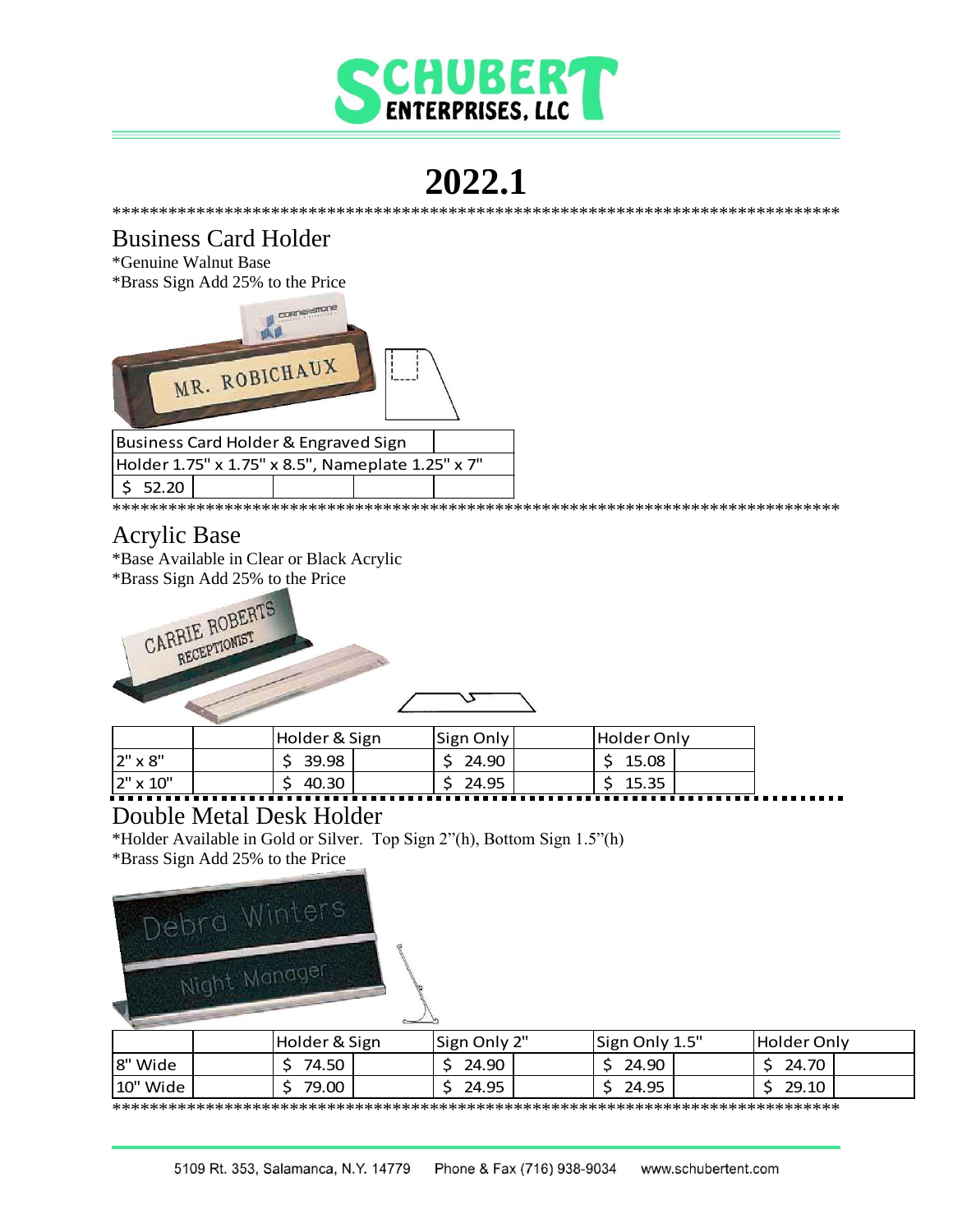# 2022.1

*******************************************************************************

## Business Card Holder

*Genuine Walnut Base
*Brass Sign Add 25% to the Price

| Business Card Holder & Engraved Sign | | | | |
|---|---|---|---|---|
| Holder 1.75" x 1.75" x 8.5", Nameplate 1.25" x 7" | | | | |
| $ 52.20 | | | | |

*******************************************************************************

## Acrylic Base

*Base Available in Clear or Black Acrylic
*Brass Sign Add 25% to the Price

| | | Holder & Sign | | Sign Only | | Holder Only | |
|---|---|---|---|---|---|---|---|
| 2" x 8" | | $ 39.98 | | $ 24.90 | | $ 15.08 | |
| 2" x 10" | | $ 40.30 | | $ 24.95 | | $ 15.35 | |

## Double Metal Desk Holder

*Holder Available in Gold or Silver. Top Sign 2"(h), Bottom Sign 1.5"(h)
*Brass Sign Add 25% to the Price

| | | Holder & Sign | | Sign Only 2" | | Sign Only 1.5" | | Holder Only | |
|---|---|---|---|---|---|---|---|---|---|
| 8" Wide | | $ 74.50 | | $ 24.90 | | $ 24.90 | | $ 24.70 | |
| 10" Wide | | $ 79.00 | | $ 24.95 | | $ 24.95 | | $ 29.10 | |

*******************************************************************************

5109 Rt. 353, Salamanca, N.Y. 14779 Phone & Fax (716) 938-9034 www.schubertent.com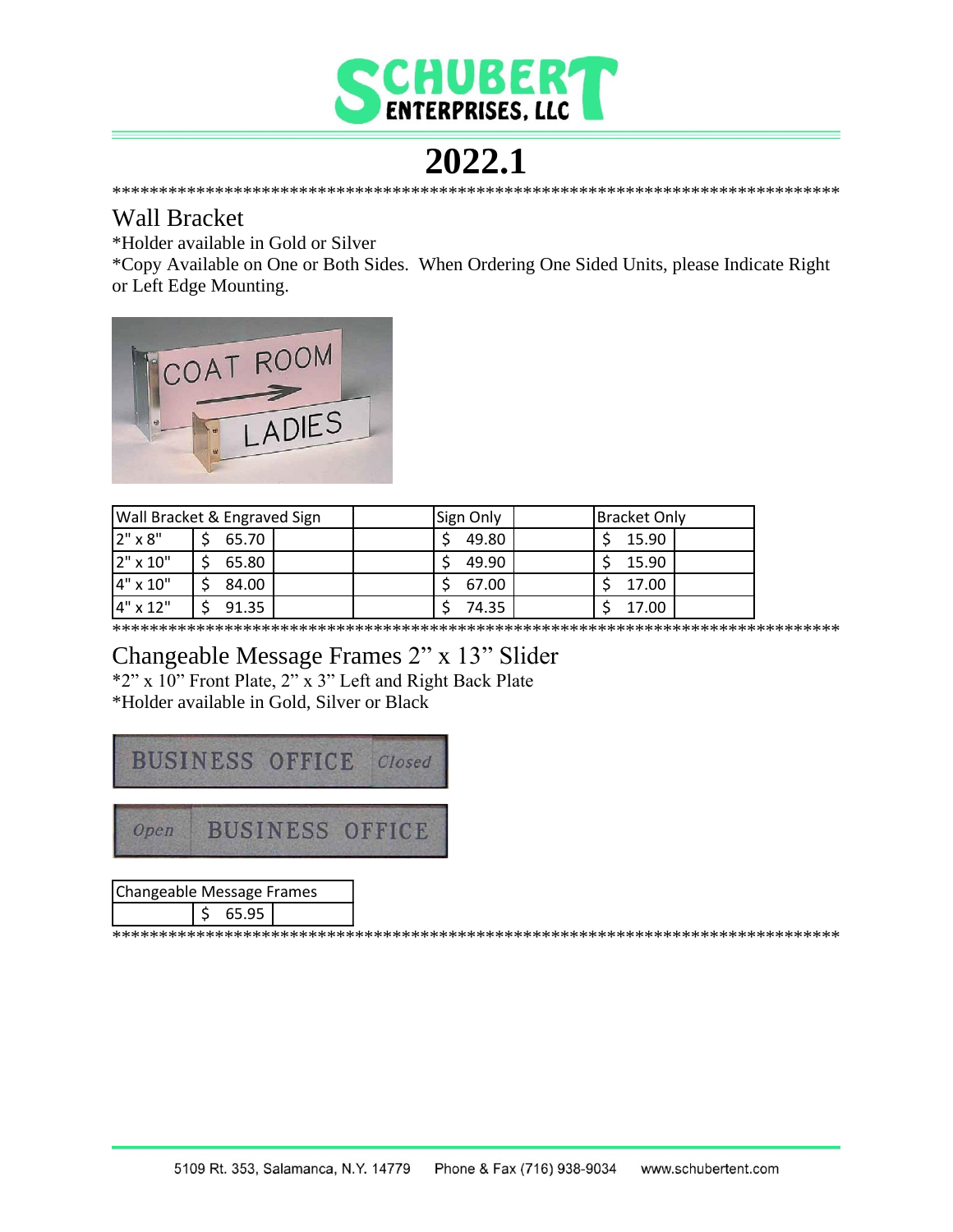# 2022.1

****************************************************************************

## Wall Bracket

*Holder available in Gold or Silver
*Copy Available on One or Both Sides. When Ordering One Sided Units, please Indicate Right or Left Edge Mounting.

| Wall Bracket & Engraved Sign | | | | Sign Only | | Bracket Only | |
|---|---|---|---|---|---|---|---|
| 2" x 8" | $ 65.70 | | | $ 49.80 | | $ 15.90 | |
| 2" x 10" | $ 65.80 | | | $ 49.90 | | $ 15.90 | |
| 4" x 10" | $ 84.00 | | | $ 67.00 | | $ 17.00 | |
| 4" x 12" | $ 91.35 | | | $ 74.35 | | $ 17.00 | |

****************************************************************************

## Changeable Message Frames 2" x 13" Slider

*2" x 10" Front Plate, 2" x 3" Left and Right Back Plate
*Holder available in Gold, Silver or Black

| Changeable Message Frames | | |
|---|---|---|
| | $ 65.95 | |

****************************************************************************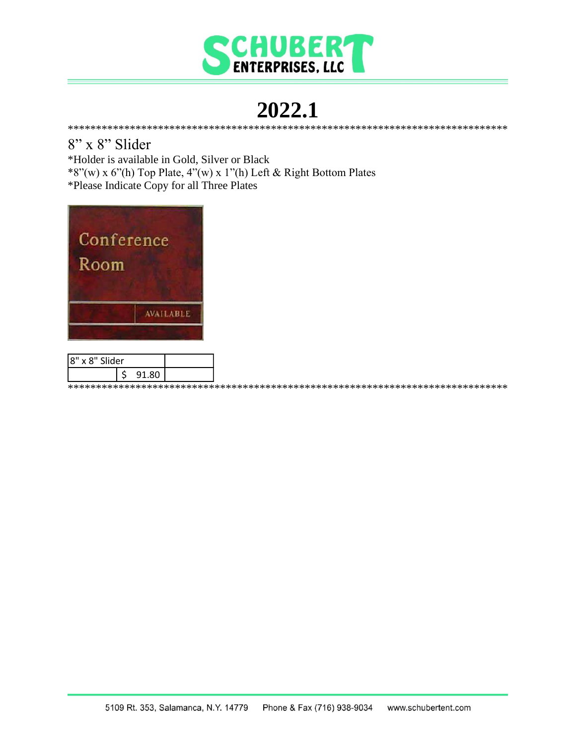# 2022.1

*******************************************************************************

## 8" x 8" Slider

*Holder is available in Gold, Silver or Black
*8"(w) x 6"(h) Top Plate, 4"(w) x 1"(h) Left & Right Bottom Plates
*Please Indicate Copy for all Three Plates

| | | |
|---|---|---|
| 8" x 8" Slider | | |
| | $ 91.80 | |

*******************************************************************************